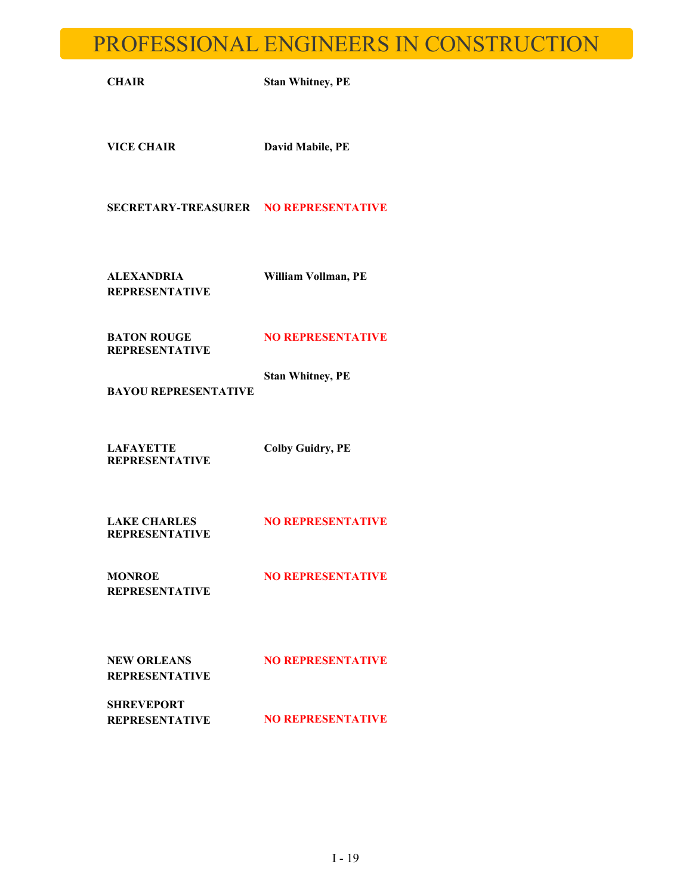# PROFESSIONAL ENGINEERS IN CONSTRUCTION

| | |
|---|---|
| **CHAIR** | **Stan Whitney, PE** |
| **VICE CHAIR** | **David Mabile, PE** |
| **SECRETARY-TREASURER** | **NO REPRESENTATIVE** |
| **ALEXANDRIA REPRESENTATIVE** | **William Vollman, PE** |
| **BATON ROUGE REPRESENTATIVE** | **NO REPRESENTATIVE** |
| **BAYOU REPRESENTATIVE** | **Stan Whitney, PE** |
| **LAFAYETTE REPRESENTATIVE** | **Colby Guidry, PE** |
| **LAKE CHARLES REPRESENTATIVE** | **NO REPRESENTATIVE** |
| **MONROE REPRESENTATIVE** | **NO REPRESENTATIVE** |
| **NEW ORLEANS REPRESENTATIVE** | **NO REPRESENTATIVE** |
| **SHREVEPORT REPRESENTATIVE** | **NO REPRESENTATIVE** |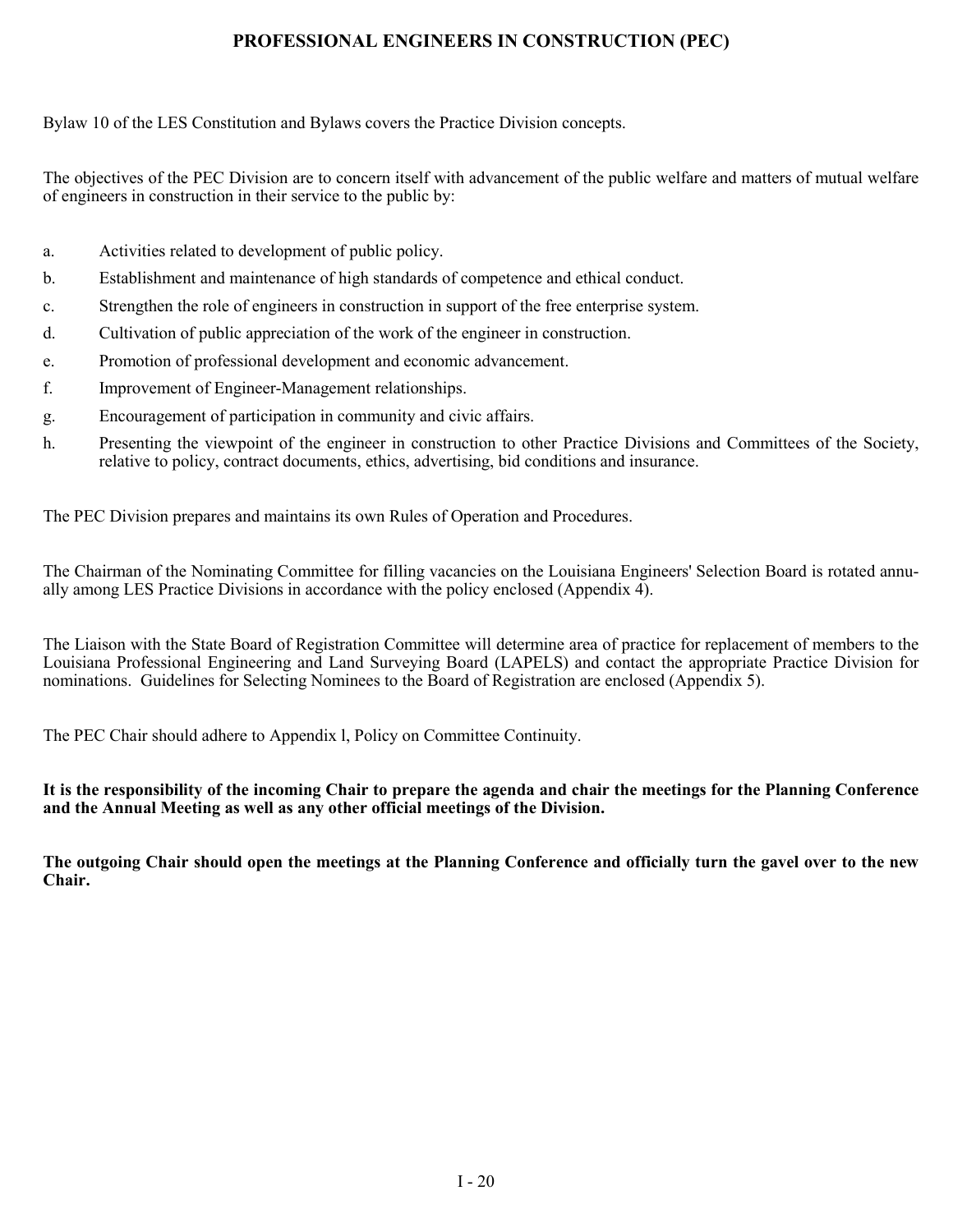# PROFESSIONAL ENGINEERS IN CONSTRUCTION (PEC)

Bylaw 10 of the LES Constitution and Bylaws covers the Practice Division concepts.

The objectives of the PEC Division are to concern itself with advancement of the public welfare and matters of mutual welfare of engineers in construction in their service to the public by:

a. Activities related to development of public policy.

b. Establishment and maintenance of high standards of competence and ethical conduct.

c. Strengthen the role of engineers in construction in support of the free enterprise system.

d. Cultivation of public appreciation of the work of the engineer in construction.

e. Promotion of professional development and economic advancement.

f. Improvement of Engineer-Management relationships.

g. Encouragement of participation in community and civic affairs.

h. Presenting the viewpoint of the engineer in construction to other Practice Divisions and Committees of the Society, relative to policy, contract documents, ethics, advertising, bid conditions and insurance.

The PEC Division prepares and maintains its own Rules of Operation and Procedures.

The Chairman of the Nominating Committee for filling vacancies on the Louisiana Engineers' Selection Board is rotated annually among LES Practice Divisions in accordance with the policy enclosed (Appendix 4).

The Liaison with the State Board of Registration Committee will determine area of practice for replacement of members to the Louisiana Professional Engineering and Land Surveying Board (LAPELS) and contact the appropriate Practice Division for nominations. Guidelines for Selecting Nominees to the Board of Registration are enclosed (Appendix 5).

The PEC Chair should adhere to Appendix l, Policy on Committee Continuity.

**It is the responsibility of the incoming Chair to prepare the agenda and chair the meetings for the Planning Conference and the Annual Meeting as well as any other official meetings of the Division.**

**The outgoing Chair should open the meetings at the Planning Conference and officially turn the gavel over to the new Chair.**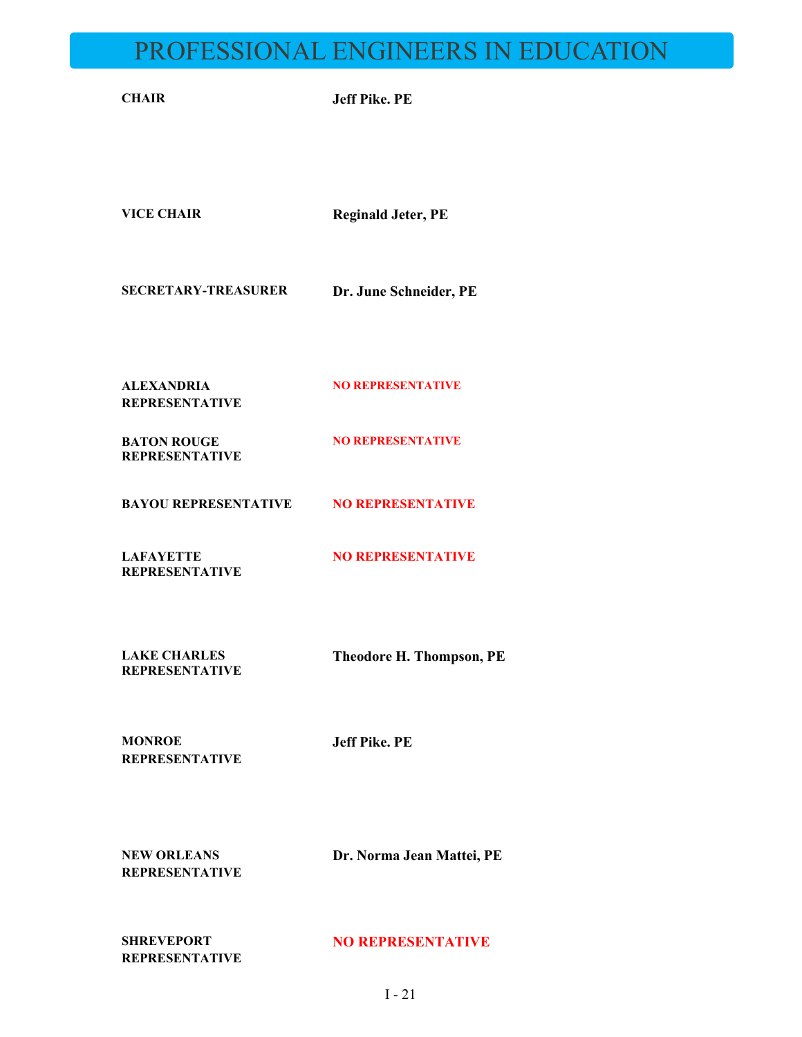# PROFESSIONAL ENGINEERS IN EDUCATION

| | |
|---|---|
| **CHAIR** | **Jeff Pike. PE** |
| **VICE CHAIR** | **Reginald Jeter, PE** |
| **SECRETARY-TREASURER** | **Dr. June Schneider, PE** |
| **ALEXANDRIA REPRESENTATIVE** | **NO REPRESENTATIVE** |
| **BATON ROUGE REPRESENTATIVE** | **NO REPRESENTATIVE** |
| **BAYOU REPRESENTATIVE** | **NO REPRESENTATIVE** |
| **LAFAYETTE REPRESENTATIVE** | **NO REPRESENTATIVE** |
| **LAKE CHARLES REPRESENTATIVE** | **Theodore H. Thompson, PE** |
| **MONROE REPRESENTATIVE** | **Jeff Pike. PE** |
| **NEW ORLEANS REPRESENTATIVE** | **Dr. Norma Jean Mattei, PE** |
| **SHREVEPORT REPRESENTATIVE** | **NO REPRESENTATIVE** |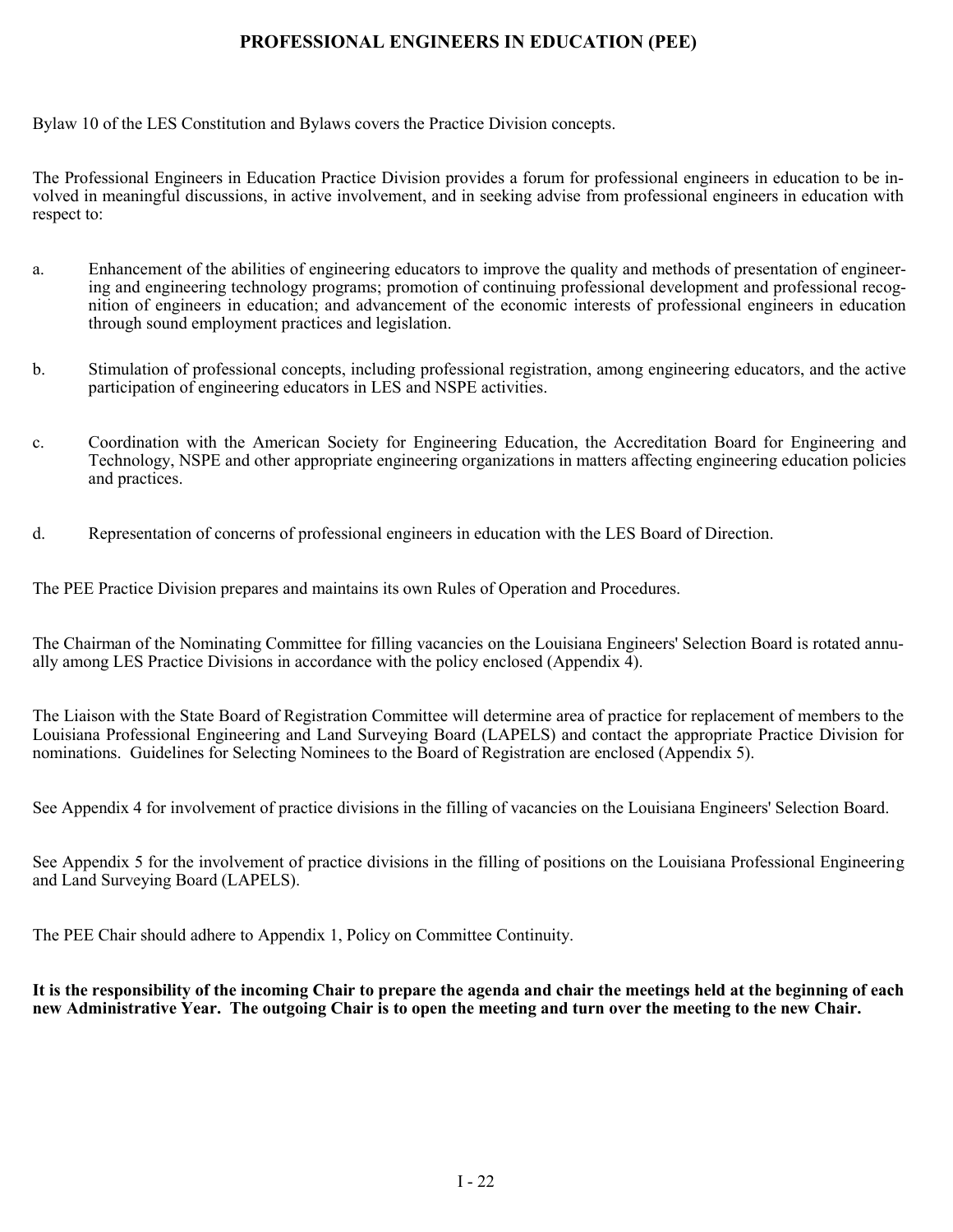# PROFESSIONAL ENGINEERS IN EDUCATION (PEE)

Bylaw 10 of the LES Constitution and Bylaws covers the Practice Division concepts.

The Professional Engineers in Education Practice Division provides a forum for professional engineers in education to be involved in meaningful discussions, in active involvement, and in seeking advise from professional engineers in education with respect to:

a. Enhancement of the abilities of engineering educators to improve the quality and methods of presentation of engineering and engineering technology programs; promotion of continuing professional development and professional recognition of engineers in education; and advancement of the economic interests of professional engineers in education through sound employment practices and legislation.

b. Stimulation of professional concepts, including professional registration, among engineering educators, and the active participation of engineering educators in LES and NSPE activities.

c. Coordination with the American Society for Engineering Education, the Accreditation Board for Engineering and Technology, NSPE and other appropriate engineering organizations in matters affecting engineering education policies and practices.

d. Representation of concerns of professional engineers in education with the LES Board of Direction.

The PEE Practice Division prepares and maintains its own Rules of Operation and Procedures.

The Chairman of the Nominating Committee for filling vacancies on the Louisiana Engineers' Selection Board is rotated annually among LES Practice Divisions in accordance with the policy enclosed (Appendix 4).

The Liaison with the State Board of Registration Committee will determine area of practice for replacement of members to the Louisiana Professional Engineering and Land Surveying Board (LAPELS) and contact the appropriate Practice Division for nominations. Guidelines for Selecting Nominees to the Board of Registration are enclosed (Appendix 5).

See Appendix 4 for involvement of practice divisions in the filling of vacancies on the Louisiana Engineers' Selection Board.

See Appendix 5 for the involvement of practice divisions in the filling of positions on the Louisiana Professional Engineering and Land Surveying Board (LAPELS).

The PEE Chair should adhere to Appendix 1, Policy on Committee Continuity.

**It is the responsibility of the incoming Chair to prepare the agenda and chair the meetings held at the beginning of each new Administrative Year. The outgoing Chair is to open the meeting and turn over the meeting to the new Chair.**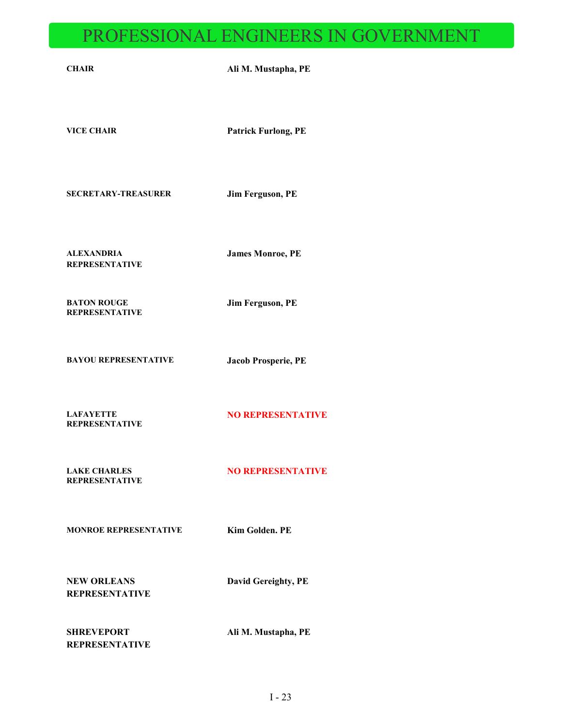# PROFESSIONAL ENGINEERS IN GOVERNMENT

| | |
|---|---|
| **CHAIR** | **Ali M. Mustapha, PE** |
| **VICE CHAIR** | **Patrick Furlong, PE** |
| **SECRETARY-TREASURER** | **Jim Ferguson, PE** |
| **ALEXANDRIA REPRESENTATIVE** | **James Monroe, PE** |
| **BATON ROUGE REPRESENTATIVE** | **Jim Ferguson, PE** |
| **BAYOU REPRESENTATIVE** | **Jacob Prosperie, PE** |
| **LAFAYETTE REPRESENTATIVE** | **NO REPRESENTATIVE** |
| **LAKE CHARLES REPRESENTATIVE** | **NO REPRESENTATIVE** |
| **MONROE REPRESENTATIVE** | **Kim Golden. PE** |
| **NEW ORLEANS REPRESENTATIVE** | **David Gereighty, PE** |
| **SHREVEPORT REPRESENTATIVE** | **Ali M. Mustapha, PE** |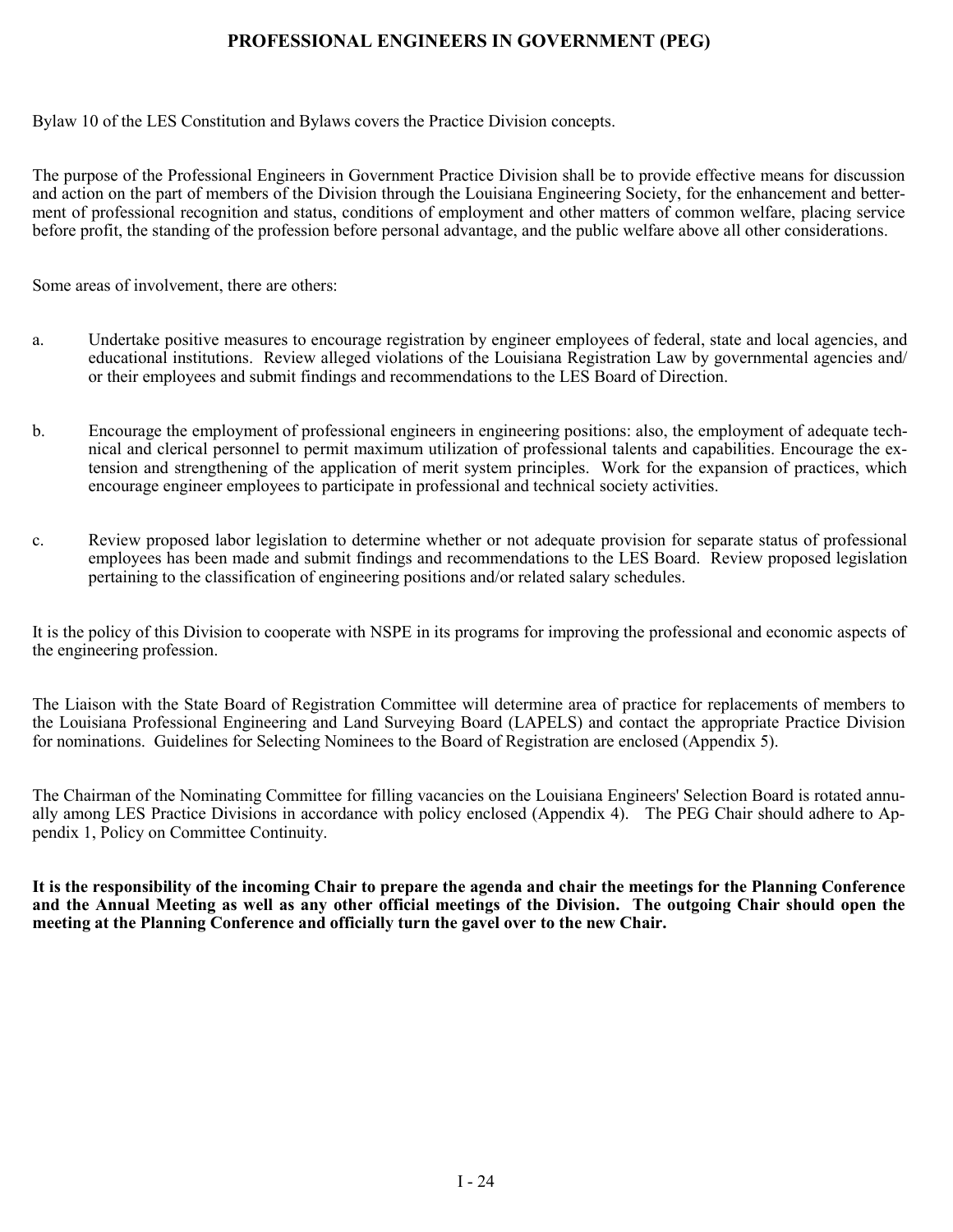# PROFESSIONAL ENGINEERS IN GOVERNMENT (PEG)

Bylaw 10 of the LES Constitution and Bylaws covers the Practice Division concepts.

The purpose of the Professional Engineers in Government Practice Division shall be to provide effective means for discussion and action on the part of members of the Division through the Louisiana Engineering Society, for the enhancement and betterment of professional recognition and status, conditions of employment and other matters of common welfare, placing service before profit, the standing of the profession before personal advantage, and the public welfare above all other considerations.

Some areas of involvement, there are others:

a. Undertake positive measures to encourage registration by engineer employees of federal, state and local agencies, and educational institutions. Review alleged violations of the Louisiana Registration Law by governmental agencies and/or their employees and submit findings and recommendations to the LES Board of Direction.

b. Encourage the employment of professional engineers in engineering positions: also, the employment of adequate technical and clerical personnel to permit maximum utilization of professional talents and capabilities. Encourage the extension and strengthening of the application of merit system principles. Work for the expansion of practices, which encourage engineer employees to participate in professional and technical society activities.

c. Review proposed labor legislation to determine whether or not adequate provision for separate status of professional employees has been made and submit findings and recommendations to the LES Board. Review proposed legislation pertaining to the classification of engineering positions and/or related salary schedules.

It is the policy of this Division to cooperate with NSPE in its programs for improving the professional and economic aspects of the engineering profession.

The Liaison with the State Board of Registration Committee will determine area of practice for replacements of members to the Louisiana Professional Engineering and Land Surveying Board (LAPELS) and contact the appropriate Practice Division for nominations. Guidelines for Selecting Nominees to the Board of Registration are enclosed (Appendix 5).

The Chairman of the Nominating Committee for filling vacancies on the Louisiana Engineers' Selection Board is rotated annually among LES Practice Divisions in accordance with policy enclosed (Appendix 4). The PEG Chair should adhere to Appendix 1, Policy on Committee Continuity.

**It is the responsibility of the incoming Chair to prepare the agenda and chair the meetings for the Planning Conference and the Annual Meeting as well as any other official meetings of the Division. The outgoing Chair should open the meeting at the Planning Conference and officially turn the gavel over to the new Chair.**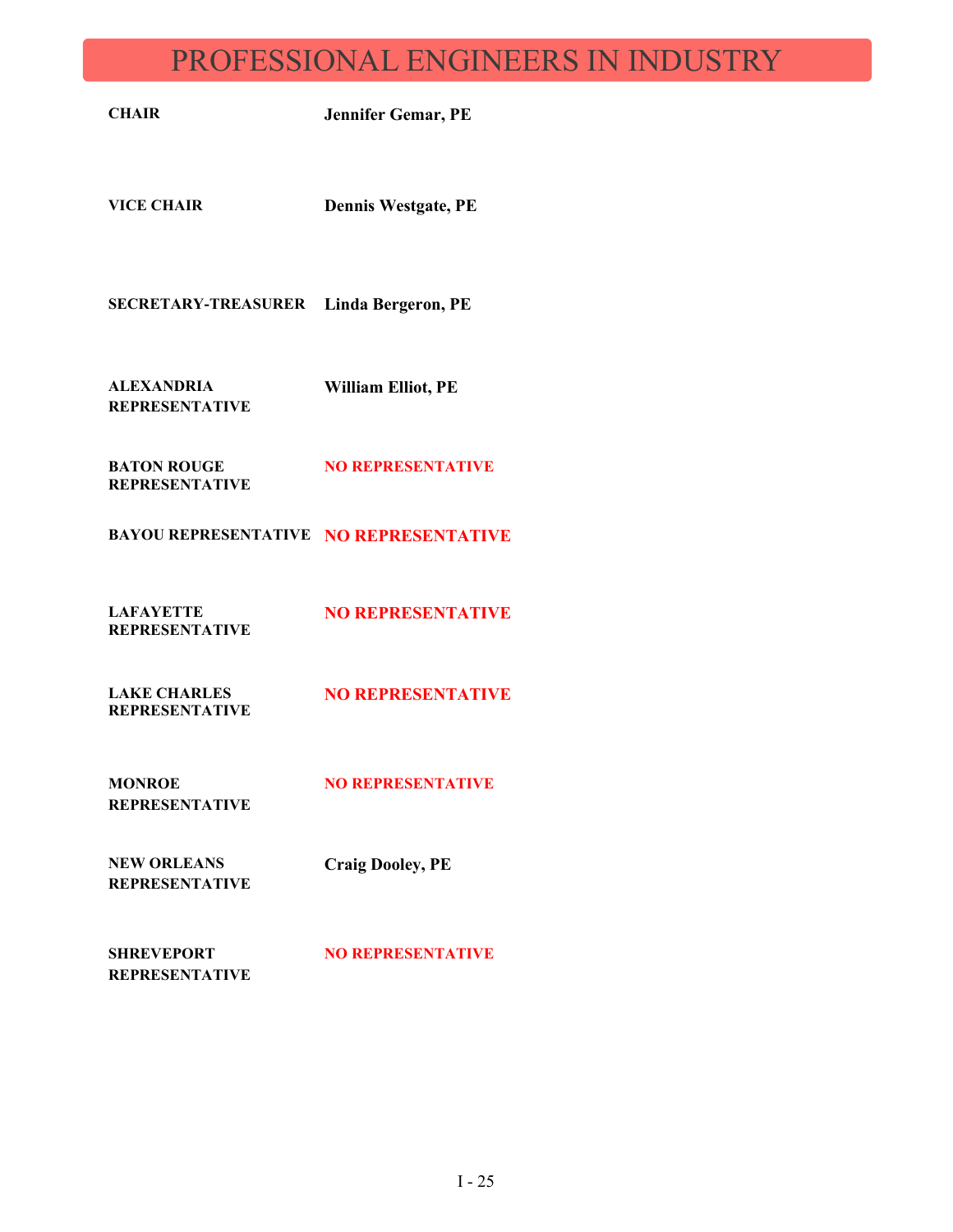# PROFESSIONAL ENGINEERS IN INDUSTRY

| | |
|---|---|
| **CHAIR** | **Jennifer Gemar, PE** |
| **VICE CHAIR** | **Dennis Westgate, PE** |
| **SECRETARY-TREASURER** | **Linda Bergeron, PE** |
| **ALEXANDRIA REPRESENTATIVE** | **William Elliot, PE** |
| **BATON ROUGE REPRESENTATIVE** | **NO REPRESENTATIVE** |
| **BAYOU REPRESENTATIVE** | **NO REPRESENTATIVE** |
| **LAFAYETTE REPRESENTATIVE** | **NO REPRESENTATIVE** |
| **LAKE CHARLES REPRESENTATIVE** | **NO REPRESENTATIVE** |
| **MONROE REPRESENTATIVE** | **NO REPRESENTATIVE** |
| **NEW ORLEANS REPRESENTATIVE** | **Craig Dooley, PE** |
| **SHREVEPORT REPRESENTATIVE** | **NO REPRESENTATIVE** |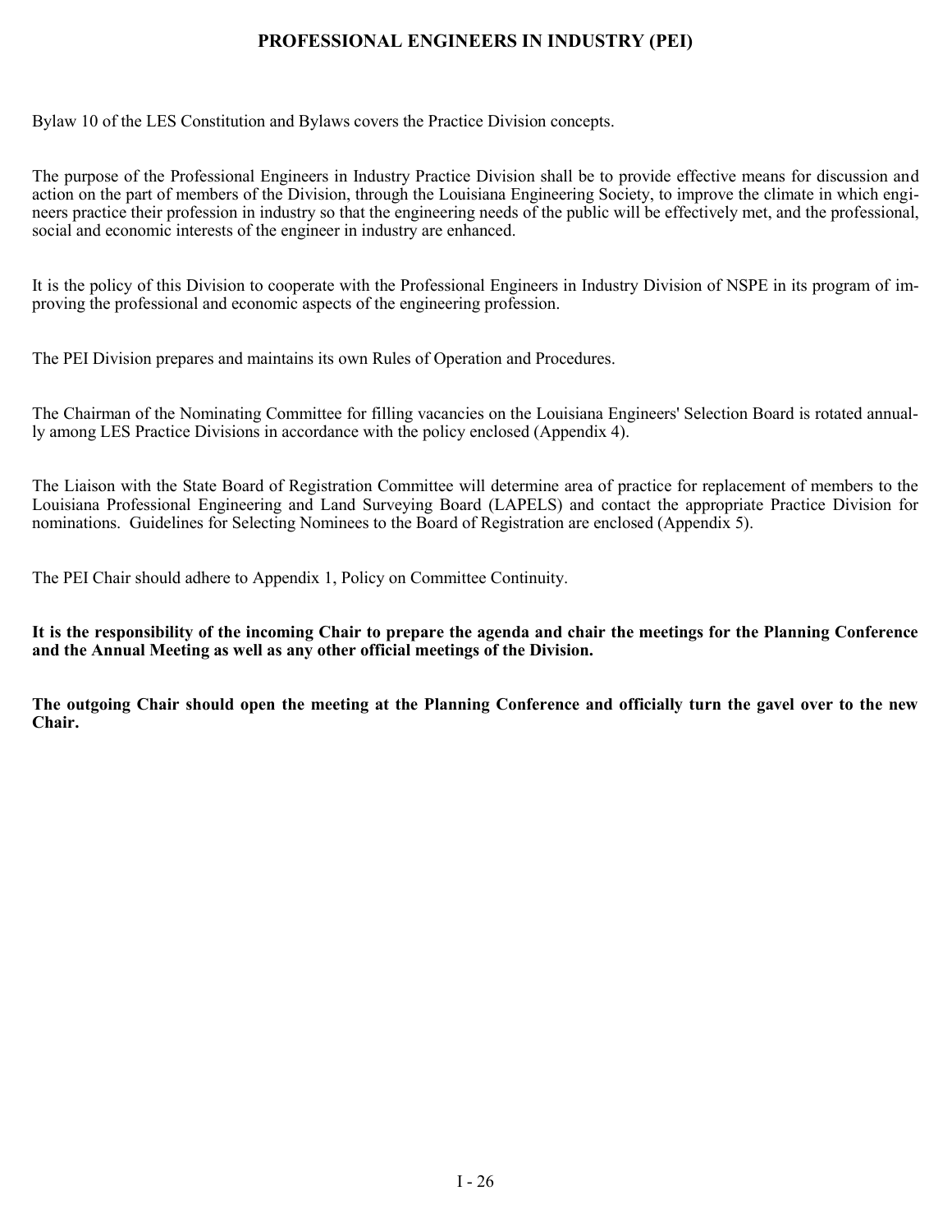# PROFESSIONAL ENGINEERS IN INDUSTRY (PEI)

Bylaw 10 of the LES Constitution and Bylaws covers the Practice Division concepts.

The purpose of the Professional Engineers in Industry Practice Division shall be to provide effective means for discussion and action on the part of members of the Division, through the Louisiana Engineering Society, to improve the climate in which engineers practice their profession in industry so that the engineering needs of the public will be effectively met, and the professional, social and economic interests of the engineer in industry are enhanced.

It is the policy of this Division to cooperate with the Professional Engineers in Industry Division of NSPE in its program of improving the professional and economic aspects of the engineering profession.

The PEI Division prepares and maintains its own Rules of Operation and Procedures.

The Chairman of the Nominating Committee for filling vacancies on the Louisiana Engineers' Selection Board is rotated annually among LES Practice Divisions in accordance with the policy enclosed (Appendix 4).

The Liaison with the State Board of Registration Committee will determine area of practice for replacement of members to the Louisiana Professional Engineering and Land Surveying Board (LAPELS) and contact the appropriate Practice Division for nominations. Guidelines for Selecting Nominees to the Board of Registration are enclosed (Appendix 5).

The PEI Chair should adhere to Appendix 1, Policy on Committee Continuity.

**It is the responsibility of the incoming Chair to prepare the agenda and chair the meetings for the Planning Conference and the Annual Meeting as well as any other official meetings of the Division.**

**The outgoing Chair should open the meeting at the Planning Conference and officially turn the gavel over to the new Chair.**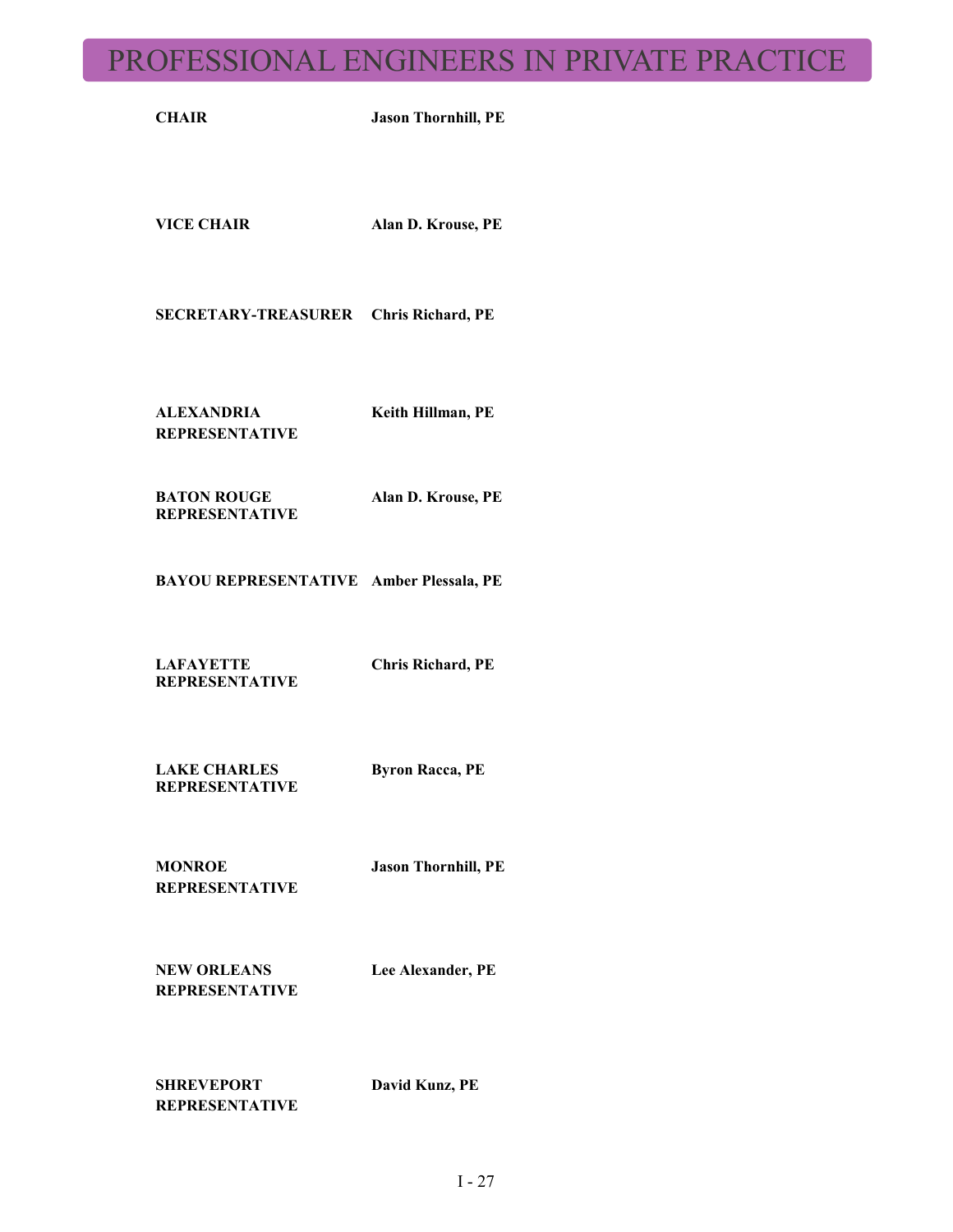# PROFESSIONAL ENGINEERS IN PRIVATE PRACTICE

| | |
|---|---|
| **CHAIR** | **Jason Thornhill, PE** |
| **VICE CHAIR** | **Alan D. Krouse, PE** |
| **SECRETARY-TREASURER** | **Chris Richard, PE** |
| **ALEXANDRIA REPRESENTATIVE** | **Keith Hillman, PE** |
| **BATON ROUGE REPRESENTATIVE** | **Alan D. Krouse, PE** |
| **BAYOU REPRESENTATIVE** | **Amber Plessala, PE** |
| **LAFAYETTE REPRESENTATIVE** | **Chris Richard, PE** |
| **LAKE CHARLES REPRESENTATIVE** | **Byron Racca, PE** |
| **MONROE REPRESENTATIVE** | **Jason Thornhill, PE** |
| **NEW ORLEANS REPRESENTATIVE** | **Lee Alexander, PE** |
| **SHREVEPORT REPRESENTATIVE** | **David Kunz, PE** |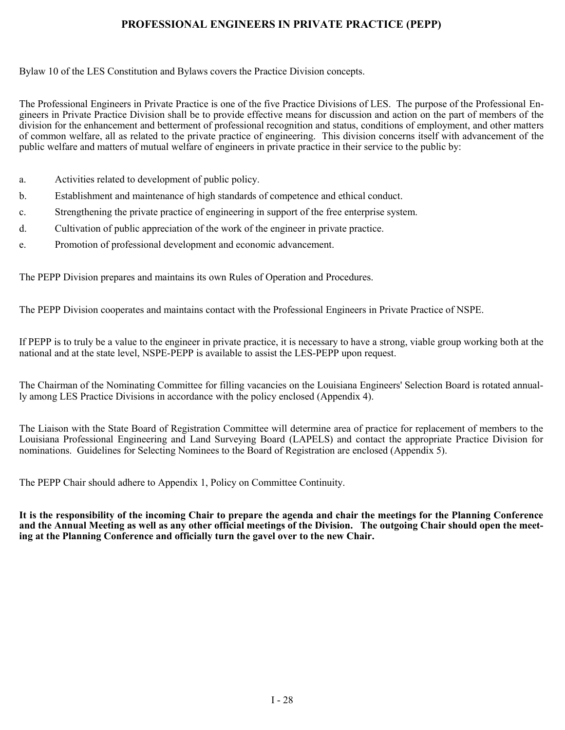# PROFESSIONAL ENGINEERS IN PRIVATE PRACTICE (PEPP)

Bylaw 10 of the LES Constitution and Bylaws covers the Practice Division concepts.

The Professional Engineers in Private Practice is one of the five Practice Divisions of LES. The purpose of the Professional Engineers in Private Practice Division shall be to provide effective means for discussion and action on the part of members of the division for the enhancement and betterment of professional recognition and status, conditions of employment, and other matters of common welfare, all as related to the private practice of engineering. This division concerns itself with advancement of the public welfare and matters of mutual welfare of engineers in private practice in their service to the public by:

a. Activities related to development of public policy.

b. Establishment and maintenance of high standards of competence and ethical conduct.

c. Strengthening the private practice of engineering in support of the free enterprise system.

d. Cultivation of public appreciation of the work of the engineer in private practice.

e. Promotion of professional development and economic advancement.

The PEPP Division prepares and maintains its own Rules of Operation and Procedures.

The PEPP Division cooperates and maintains contact with the Professional Engineers in Private Practice of NSPE.

If PEPP is to truly be a value to the engineer in private practice, it is necessary to have a strong, viable group working both at the national and at the state level, NSPE-PEPP is available to assist the LES-PEPP upon request.

The Chairman of the Nominating Committee for filling vacancies on the Louisiana Engineers' Selection Board is rotated annually among LES Practice Divisions in accordance with the policy enclosed (Appendix 4).

The Liaison with the State Board of Registration Committee will determine area of practice for replacement of members to the Louisiana Professional Engineering and Land Surveying Board (LAPELS) and contact the appropriate Practice Division for nominations. Guidelines for Selecting Nominees to the Board of Registration are enclosed (Appendix 5).

The PEPP Chair should adhere to Appendix 1, Policy on Committee Continuity.

**It is the responsibility of the incoming Chair to prepare the agenda and chair the meetings for the Planning Conference and the Annual Meeting as well as any other official meetings of the Division. The outgoing Chair should open the meeting at the Planning Conference and officially turn the gavel over to the new Chair.**